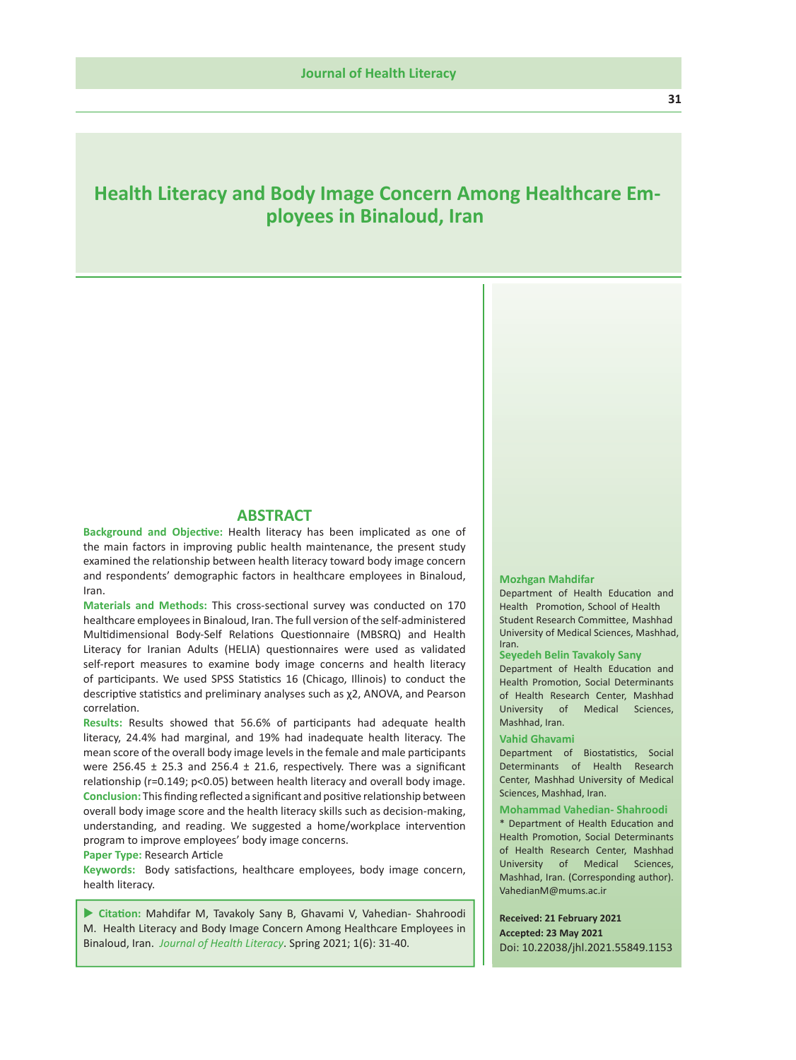# Health Literacy and Body Image Concern Among Healthcare Employees in Binaloud, Iran

## ABSTRACT

**Background and Objective:** Health literacy has been implicated as one of the main factors in improving public health maintenance, the present study examined the relationship between health literacy toward body image concern and respondents' demographic factors in healthcare employees in Binaloud, Iran.

**Materials and Methods:** This cross-sectional survey was conducted on 170 healthcare employees in Binaloud, Iran. The full version of the self-administered Multidimensional Body-Self Relations Questionnaire (MBSRQ) and Health Literacy for Iranian Adults (HELIA) questionnaires were used as validated self-report measures to examine body image concerns and health literacy of participants. We used SPSS Statistics 16 (Chicago, Illinois) to conduct the descriptive statistics and preliminary analyses such as $\chi 2$, ANOVA, and Pearson correlation.

**Results:** Results showed that 56.6% of participants had adequate health literacy, 24.4% had marginal, and 19% had inadequate health literacy. The mean score of the overall body image levels in the female and male participants were 256.45 ± 25.3 and 256.4 ± 21.6, respectively. There was a significant relationship ($r=0.149$; $p<0.05$) between health literacy and overall body image.

**Conclusion:** This finding reflected a significant and positive relationship between overall body image score and the health literacy skills such as decision-making, understanding, and reading. We suggested a home/workplace intervention program to improve employees' body image concerns.

**Paper Type:** Research Article

**Keywords:** Body satisfactions, healthcare employees, body image concern, health literacy.

**Citation:** Mahdifar M, Tavakoly Sany B, Ghavami V, Vahedian- Shahroodi M. Health Literacy and Body Image Concern Among Healthcare Employees in Binaloud, Iran. *Journal of Health Literacy*. Spring 2021; 1(6): 31-40.

**Mozhgan Mahdifar**
Department of Health Education and Health Promotion, School of Health Student Research Committee, Mashhad University of Medical Sciences, Mashhad, Iran.

**Seyedeh Belin Tavakoly Sany**
Department of Health Education and Health Promotion, Social Determinants of Health Research Center, Mashhad University of Medical Sciences, Mashhad, Iran.

**Vahid Ghavami**
Department of Biostatistics, Social Determinants of Health Research Center, Mashhad University of Medical Sciences, Mashhad, Iran.

**Mohammad Vahedian- Shahroodi**
* Department of Health Education and Health Promotion, Social Determinants of Health Research Center, Mashhad University of Medical Sciences, Mashhad, Iran. (Corresponding author). VahedianM@mums.ac.ir

**Received: 21 February 2021**
**Accepted: 23 May 2021**
Doi: 10.22038/jhl.2021.55849.1153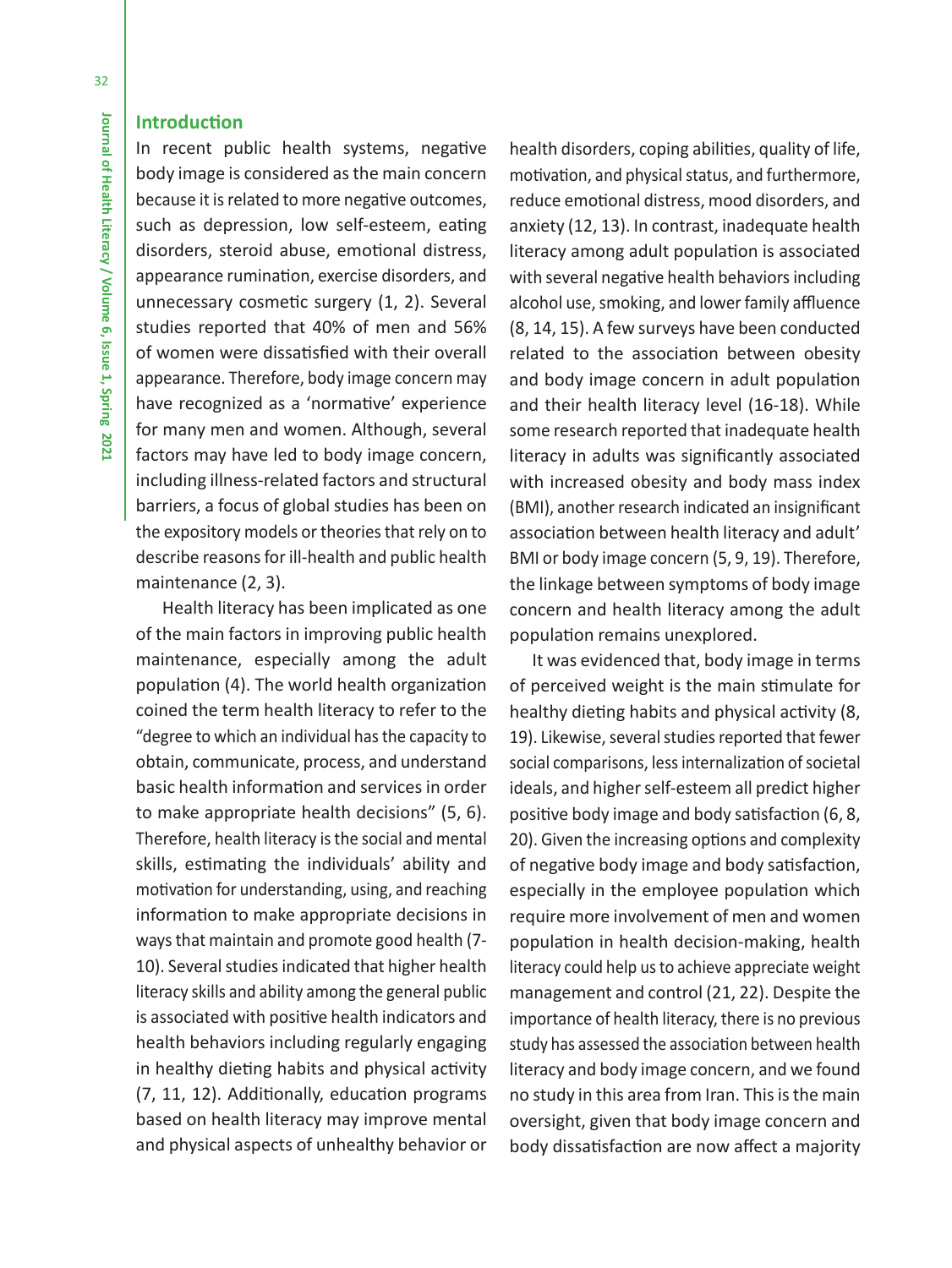## Introduction

In recent public health systems, negative body image is considered as the main concern because it is related to more negative outcomes, such as depression, low self-esteem, eating disorders, steroid abuse, emotional distress, appearance rumination, exercise disorders, and unnecessary cosmetic surgery (1, 2). Several studies reported that 40% of men and 56% of women were dissatisfied with their overall appearance. Therefore, body image concern may have recognized as a 'normative' experience for many men and women. Although, several factors may have led to body image concern, including illness-related factors and structural barriers, a focus of global studies has been on the expository models or theories that rely on to describe reasons for ill-health and public health maintenance (2, 3).

Health literacy has been implicated as one of the main factors in improving public health maintenance, especially among the adult population (4). The world health organization coined the term health literacy to refer to the "degree to which an individual has the capacity to obtain, communicate, process, and understand basic health information and services in order to make appropriate health decisions" (5, 6). Therefore, health literacy is the social and mental skills, estimating the individuals' ability and motivation for understanding, using, and reaching information to make appropriate decisions in ways that maintain and promote good health (7-10). Several studies indicated that higher health literacy skills and ability among the general public is associated with positive health indicators and health behaviors including regularly engaging in healthy dieting habits and physical activity (7, 11, 12). Additionally, education programs based on health literacy may improve mental and physical aspects of unhealthy behavior or health disorders, coping abilities, quality of life, motivation, and physical status, and furthermore, reduce emotional distress, mood disorders, and anxiety (12, 13). In contrast, inadequate health literacy among adult population is associated with several negative health behaviors including alcohol use, smoking, and lower family affluence (8, 14, 15). A few surveys have been conducted related to the association between obesity and body image concern in adult population and their health literacy level (16-18). While some research reported that inadequate health literacy in adults was significantly associated with increased obesity and body mass index (BMI), another research indicated an insignificant association between health literacy and adult' BMI or body image concern (5, 9, 19). Therefore, the linkage between symptoms of body image concern and health literacy among the adult population remains unexplored.

It was evidenced that, body image in terms of perceived weight is the main stimulate for healthy dieting habits and physical activity (8, 19). Likewise, several studies reported that fewer social comparisons, less internalization of societal ideals, and higher self-esteem all predict higher positive body image and body satisfaction (6, 8, 20). Given the increasing options and complexity of negative body image and body satisfaction, especially in the employee population which require more involvement of men and women population in health decision-making, health literacy could help us to achieve appreciate weight management and control (21, 22). Despite the importance of health literacy, there is no previous study has assessed the association between health literacy and body image concern, and we found no study in this area from Iran. This is the main oversight, given that body image concern and body dissatisfaction are now affect a majority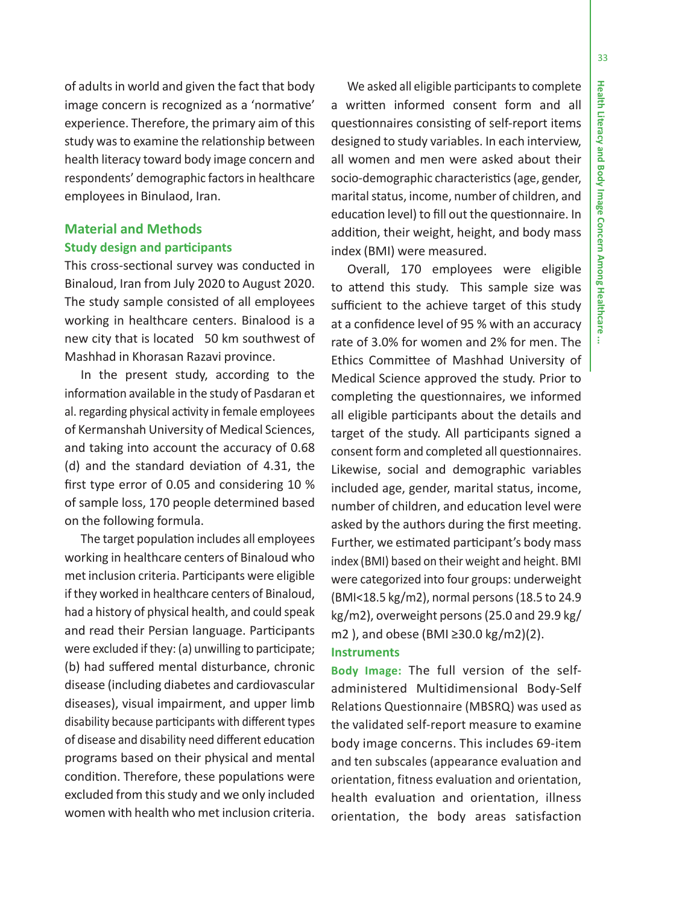of adults in world and given the fact that body image concern is recognized as a 'normative' experience. Therefore, the primary aim of this study was to examine the relationship between health literacy toward body image concern and respondents' demographic factors in healthcare employees in Binulaod, Iran.

## Material and Methods

### Study design and participants

This cross-sectional survey was conducted in Binaloud, Iran from July 2020 to August 2020. The study sample consisted of all employees working in healthcare centers. Binalood is a new city that is located 50 km southwest of Mashhad in Khorasan Razavi province.

In the present study, according to the information available in the study of Pasdaran et al. regarding physical activity in female employees of Kermanshah University of Medical Sciences, and taking into account the accuracy of 0.68 (d) and the standard deviation of 4.31, the first type error of 0.05 and considering 10 % of sample loss, 170 people determined based on the following formula.

The target population includes all employees working in healthcare centers of Binaloud who met inclusion criteria. Participants were eligible if they worked in healthcare centers of Binaloud, had a history of physical health, and could speak and read their Persian language. Participants were excluded if they: (a) unwilling to participate; (b) had suffered mental disturbance, chronic disease (including diabetes and cardiovascular diseases), visual impairment, and upper limb disability because participants with different types of disease and disability need different education programs based on their physical and mental condition. Therefore, these populations were excluded from this study and we only included women with health who met inclusion criteria.

We asked all eligible participants to complete a written informed consent form and all questionnaires consisting of self-report items designed to study variables. In each interview, all women and men were asked about their socio-demographic characteristics (age, gender, marital status, income, number of children, and education level) to fill out the questionnaire. In addition, their weight, height, and body mass index (BMI) were measured.

Overall, 170 employees were eligible to attend this study. This sample size was sufficient to the achieve target of this study at a confidence level of 95 % with an accuracy rate of 3.0% for women and 2% for men. The Ethics Committee of Mashhad University of Medical Science approved the study. Prior to completing the questionnaires, we informed all eligible participants about the details and target of the study. All participants signed a consent form and completed all questionnaires. Likewise, social and demographic variables included age, gender, marital status, income, number of children, and education level were asked by the authors during the first meeting. Further, we estimated participant's body mass index (BMI) based on their weight and height. BMI were categorized into four groups: underweight (BMI<18.5 kg/m2), normal persons (18.5 to 24.9 kg/m2), overweight persons (25.0 and 29.9 kg/m2 ), and obese (BMI ≥30.0 kg/m2)(2).

### Instruments

**Body Image:** The full version of the self-administered Multidimensional Body-Self Relations Questionnaire (MBSRQ) was used as the validated self-report measure to examine body image concerns. This includes 69-item and ten subscales (appearance evaluation and orientation, fitness evaluation and orientation, health evaluation and orientation, illness orientation, the body areas satisfaction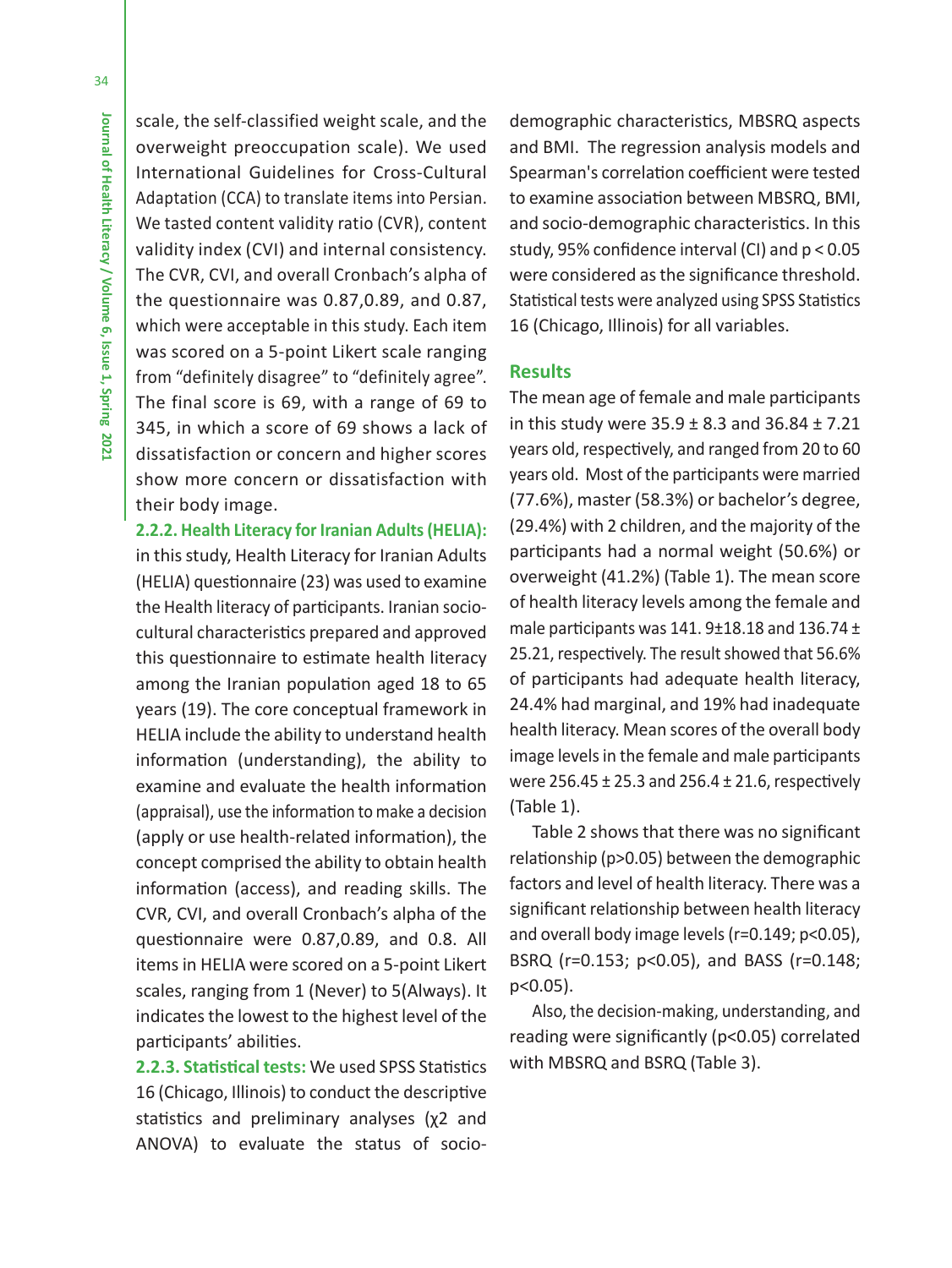scale, the self-classified weight scale, and the overweight preoccupation scale). We used International Guidelines for Cross-Cultural Adaptation (CCA) to translate items into Persian. We tasted content validity ratio (CVR), content validity index (CVI) and internal consistency. The CVR, CVI, and overall Cronbach's alpha of the questionnaire was 0.87,0.89, and 0.87, which were acceptable in this study. Each item was scored on a 5-point Likert scale ranging from "definitely disagree" to "definitely agree". The final score is 69, with a range of 69 to 345, in which a score of 69 shows a lack of dissatisfaction or concern and higher scores show more concern or dissatisfaction with their body image.

**2.2.2. Health Literacy for Iranian Adults (HELIA):** in this study, Health Literacy for Iranian Adults (HELIA) questionnaire (23) was used to examine the Health literacy of participants. Iranian socio-cultural characteristics prepared and approved this questionnaire to estimate health literacy among the Iranian population aged 18 to 65 years (19). The core conceptual framework in HELIA include the ability to understand health information (understanding), the ability to examine and evaluate the health information (appraisal), use the information to make a decision (apply or use health-related information), the concept comprised the ability to obtain health information (access), and reading skills. The CVR, CVI, and overall Cronbach's alpha of the questionnaire were 0.87,0.89, and 0.8. All items in HELIA were scored on a 5-point Likert scales, ranging from 1 (Never) to 5(Always). It indicates the lowest to the highest level of the participants' abilities.

**2.2.3. Statistical tests:** We used SPSS Statistics 16 (Chicago, Illinois) to conduct the descriptive statistics and preliminary analyses ($\chi^2$ and ANOVA) to evaluate the status of socio-demographic characteristics, MBSRQ aspects and BMI. The regression analysis models and Spearman's correlation coefficient were tested to examine association between MBSRQ, BMI, and socio-demographic characteristics. In this study, 95% confidence interval (CI) and $p < 0.05$ were considered as the significance threshold. Statistical tests were analyzed using SPSS Statistics 16 (Chicago, Illinois) for all variables.

## Results

The mean age of female and male participants in this study were 35.9 ± 8.3 and 36.84 ± 7.21 years old, respectively, and ranged from 20 to 60 years old. Most of the participants were married (77.6%), master (58.3%) or bachelor's degree, (29.4%) with 2 children, and the majority of the participants had a normal weight (50.6%) or overweight (41.2%) (Table 1). The mean score of health literacy levels among the female and male participants was 141. 9±18.18 and 136.74 ± 25.21, respectively. The result showed that 56.6% of participants had adequate health literacy, 24.4% had marginal, and 19% had inadequate health literacy. Mean scores of the overall body image levels in the female and male participants were 256.45 ± 25.3 and 256.4 ± 21.6, respectively (Table 1).

Table 2 shows that there was no significant relationship ($p>0.05$) between the demographic factors and level of health literacy. There was a significant relationship between health literacy and overall body image levels ($r=0.149$; $p<0.05$), BSRQ ($r=0.153$; $p<0.05$), and BASS ($r=0.148$; $p<0.05$).

Also, the decision-making, understanding, and reading were significantly ($p<0.05$) correlated with MBSRQ and BSRQ (Table 3).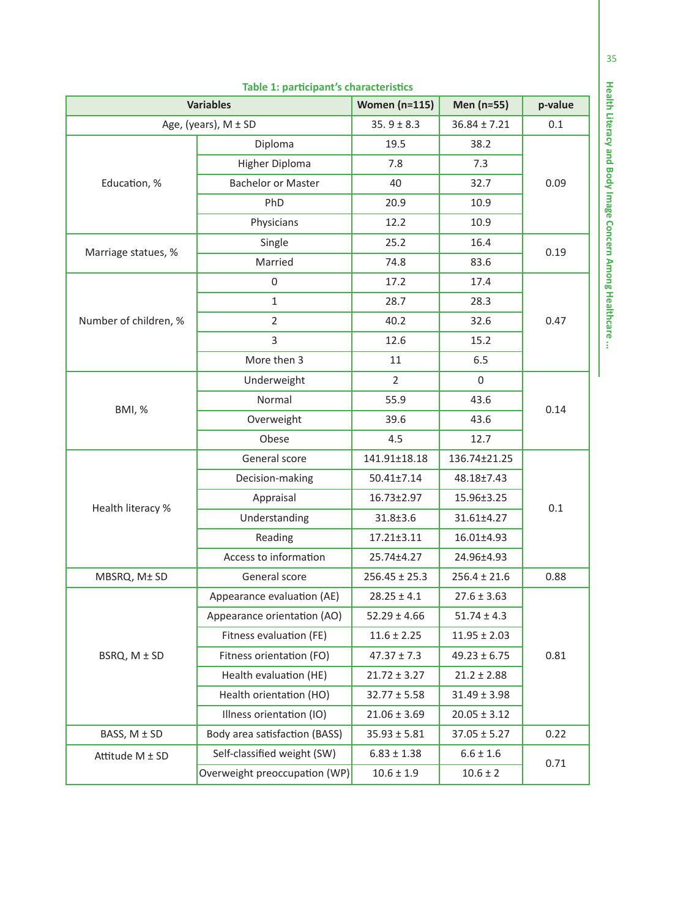**Table 1: participant's characteristics**

| Variables | | Women (n=115) | Men (n=55) | p-value |
|---|---|---|---|---|
| Age, (years), M ± SD | | 35. 9 ± 8.3 | 36.84 ± 7.21 | 0.1 |
| Education, % | Diploma | 19.5 | 38.2 | 0.09 |
| | Higher Diploma | 7.8 | 7.3 | |
| | Bachelor or Master | 40 | 32.7 | |
| | PhD | 20.9 | 10.9 | |
| | Physicians | 12.2 | 10.9 | |
| Marriage statues, % | Single | 25.2 | 16.4 | 0.19 |
| | Married | 74.8 | 83.6 | |
| Number of children, % | 0 | 17.2 | 17.4 | 0.47 |
| | 1 | 28.7 | 28.3 | |
| | 2 | 40.2 | 32.6 | |
| | 3 | 12.6 | 15.2 | |
| | More then 3 | 11 | 6.5 | |
| BMI, % | Underweight | 2 | 0 | 0.14 |
| | Normal | 55.9 | 43.6 | |
| | Overweight | 39.6 | 43.6 | |
| | Obese | 4.5 | 12.7 | |
| Health literacy % | General score | 141.91±18.18 | 136.74±21.25 | 0.1 |
| | Decision-making | 50.41±7.14 | 48.18±7.43 | |
| | Appraisal | 16.73±2.97 | 15.96±3.25 | |
| | Understanding | 31.8±3.6 | 31.61±4.27 | |
| | Reading | 17.21±3.11 | 16.01±4.93 | |
| | Access to information | 25.74±4.27 | 24.96±4.93 | |
| MBSRQ, M± SD | General score | 256.45 ± 25.3 | 256.4 ± 21.6 | 0.88 |
| BSRQ, M ± SD | Appearance evaluation (AE) | 28.25 ± 4.1 | 27.6 ± 3.63 | 0.81 |
| | Appearance orientation (AO) | 52.29 ± 4.66 | 51.74 ± 4.3 | |
| | Fitness evaluation (FE) | 11.6 ± 2.25 | 11.95 ± 2.03 | |
| | Fitness orientation (FO) | 47.37 ± 7.3 | 49.23 ± 6.75 | |
| | Health evaluation (HE) | 21.72 ± 3.27 | 21.2 ± 2.88 | |
| | Health orientation (HO) | 32.77 ± 5.58 | 31.49 ± 3.98 | |
| | Illness orientation (IO) | 21.06 ± 3.69 | 20.05 ± 3.12 | |
| BASS, M ± SD | Body area satisfaction (BASS) | 35.93 ± 5.81 | 37.05 ± 5.27 | 0.22 |
| Attitude M ± SD | Self-classified weight (SW) | 6.83 ± 1.38 | 6.6 ± 1.6 | 0.71 |
| | Overweight preoccupation (WP) | 10.6 ± 1.9 | 10.6 ± 2 | |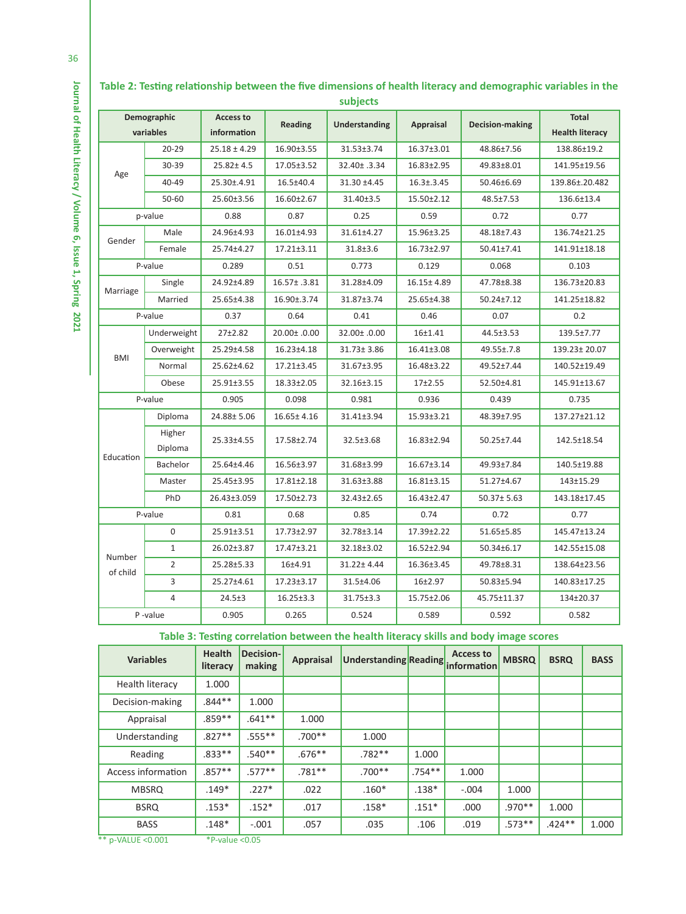**Table 2: Testing relationship between the five dimensions of health literacy and demographic variables in the subjects**

| Demographic variables | | Access to information | Reading | Understanding | Appraisal | Decision-making | Total Health literacy |
|---|---|---|---|---|---|---|---|
| Age | 20-29 | 25.18 ± 4.29 | 16.90±3.55 | 31.53±3.74 | 16.37±3.01 | 48.86±7.56 | 138.86±19.2 |
| | 30-39 | 25.82± 4.5 | 17.05±3.52 | 32.40± .3.34 | 16.83±2.95 | 49.83±8.01 | 141.95±19.56 |
| | 40-49 | 25.30±.4.91 | 16.5±40.4 | 31.30 ±4.45 | 16.3±.3.45 | 50.46±6.69 | 139.86±.20.482 |
| | 50-60 | 25.60±3.56 | 16.60±2.67 | 31.40±3.5 | 15.50±2.12 | 48.5±7.53 | 136.6±13.4 |
| p-value | | 0.88 | 0.87 | 0.25 | 0.59 | 0.72 | 0.77 |
| Gender | Male | 24.96±4.93 | 16.01±4.93 | 31.61±4.27 | 15.96±3.25 | 48.18±7.43 | 136.74±21.25 |
| | Female | 25.74±4.27 | 17.21±3.11 | 31.8±3.6 | 16.73±2.97 | 50.41±7.41 | 141.91±18.18 |
| P-value | | 0.289 | 0.51 | 0.773 | 0.129 | 0.068 | 0.103 |
| Marriage | Single | 24.92±4.89 | 16.57± .3.81 | 31.28±4.09 | 16.15± 4.89 | 47.78±8.38 | 136.73±20.83 |
| | Married | 25.65±4.38 | 16.90±.3.74 | 31.87±3.74 | 25.65±4.38 | 50.24±7.12 | 141.25±18.82 |
| P-value | | 0.37 | 0.64 | 0.41 | 0.46 | 0.07 | 0.2 |
| BMI | Underweight | 27±2.82 | 20.00± .0.00 | 32.00± .0.00 | 16±1.41 | 44.5±3.53 | 139.5±7.77 |
| | Overweight | 25.29±4.58 | 16.23±4.18 | 31.73± 3.86 | 16.41±3.08 | 49.55±.7.8 | 139.23± 20.07 |
| | Normal | 25.62±4.62 | 17.21±3.45 | 31.67±3.95 | 16.48±3.22 | 49.52±7.44 | 140.52±19.49 |
| | Obese | 25.91±3.55 | 18.33±2.05 | 32.16±3.15 | 17±2.55 | 52.50±4.81 | 145.91±13.67 |
| P-value | | 0.905 | 0.098 | 0.981 | 0.936 | 0.439 | 0.735 |
| Education | Diploma | 24.88± 5.06 | 16.65± 4.16 | 31.41±3.94 | 15.93±3.21 | 48.39±7.95 | 137.27±21.12 |
| | Higher Diploma | 25.33±4.55 | 17.58±2.74 | 32.5±3.68 | 16.83±2.94 | 50.25±7.44 | 142.5±18.54 |
| | Bachelor | 25.64±4.46 | 16.56±3.97 | 31.68±3.99 | 16.67±3.14 | 49.93±7.84 | 140.5±19.88 |
| | Master | 25.45±3.95 | 17.81±2.18 | 31.63±3.88 | 16.81±3.15 | 51.27±4.67 | 143±15.29 |
| | PhD | 26.43±3.059 | 17.50±2.73 | 32.43±2.65 | 16.43±2.47 | 50.37± 5.63 | 143.18±17.45 |
| P-value | | 0.81 | 0.68 | 0.85 | 0.74 | 0.72 | 0.77 |
| Number of child | 0 | 25.91±3.51 | 17.73±2.97 | 32.78±3.14 | 17.39±2.22 | 51.65±5.85 | 145.47±13.24 |
| | 1 | 26.02±3.87 | 17.47±3.21 | 32.18±3.02 | 16.52±2.94 | 50.34±6.17 | 142.55±15.08 |
| | 2 | 25.28±5.33 | 16±4.91 | 31.22± 4.44 | 16.36±3.45 | 49.78±8.31 | 138.64±23.56 |
| | 3 | 25.27±4.61 | 17.23±3.17 | 31.5±4.06 | 16±2.97 | 50.83±5.94 | 140.83±17.25 |
| | 4 | 24.5±3 | 16.25±3.3 | 31.75±3.3 | 15.75±2.06 | 45.75±11.37 | 134±20.37 |
| P -value | | 0.905 | 0.265 | 0.524 | 0.589 | 0.592 | 0.582 |

**Table 3: Testing correlation between the health literacy skills and body image scores**

| Variables | Health literacy | Decision-making | Appraisal | Understanding | Reading | Access to information | MBSRQ | BSRQ | BASS |
|---|---|---|---|---|---|---|---|---|---|
| Health literacy | 1.000 | | | | | | | | |
| Decision-making | .844** | 1.000 | | | | | | | |
| Appraisal | .859** | .641** | 1.000 | | | | | | |
| Understanding | .827** | .555** | .700** | 1.000 | | | | | |
| Reading | .833** | .540** | .676** | .782** | 1.000 | | | | |
| Access information | .857** | .577** | .781** | .700** | .754** | 1.000 | | | |
| MBSRQ | .149* | .227* | .022 | .160* | .138* | -.004 | 1.000 | | |
| BSRQ | .153* | .152* | .017 | .158* | .151* | .000 | .970** | 1.000 | |
| BASS | .148* | -.001 | .057 | .035 | .106 | .019 | .573** | .424** | 1.000 |

** p-VALUE <0.001  *P-value <0.05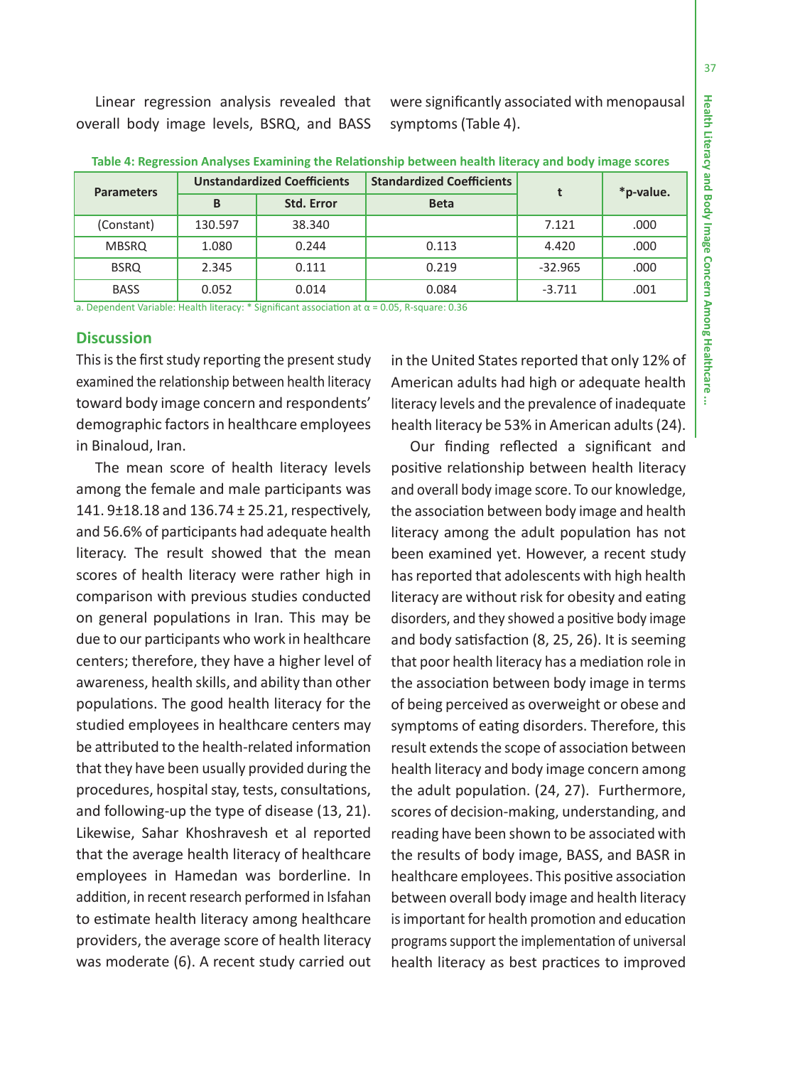Linear regression analysis revealed that overall body image levels, BSRQ, and BASS were significantly associated with menopausal symptoms (Table 4).

**Table 4: Regression Analyses Examining the Relationship between health literacy and body image scores**

| Parameters | Unstandardized Coefficients | | Standardized Coefficients | t | *p-value. |
|---|---|---|---|---|---|
| | B | Std. Error | Beta | | |
| (Constant) | 130.597 | 38.340 | | 7.121 | .000 |
| MBSRQ | 1.080 | 0.244 | 0.113 | 4.420 | .000 |
| BSRQ | 2.345 | 0.111 | 0.219 | -32.965 | .000 |
| BASS | 0.052 | 0.014 | 0.084 | -3.711 | .001 |

a. Dependent Variable: Health literacy: * Significant association at $\alpha = 0.05$, R-square: 0.36

## Discussion

This is the first study reporting the present study examined the relationship between health literacy toward body image concern and respondents' demographic factors in healthcare employees in Binaloud, Iran.

The mean score of health literacy levels among the female and male participants was 141. 9±18.18 and 136.74 ± 25.21, respectively, and 56.6% of participants had adequate health literacy. The result showed that the mean scores of health literacy were rather high in comparison with previous studies conducted on general populations in Iran. This may be due to our participants who work in healthcare centers; therefore, they have a higher level of awareness, health skills, and ability than other populations. The good health literacy for the studied employees in healthcare centers may be attributed to the health-related information that they have been usually provided during the procedures, hospital stay, tests, consultations, and following-up the type of disease (13, 21). Likewise, Sahar Khoshravesh et al reported that the average health literacy of healthcare employees in Hamedan was borderline. In addition, in recent research performed in Isfahan to estimate health literacy among healthcare providers, the average score of health literacy was moderate (6). A recent study carried out in the United States reported that only 12% of American adults had high or adequate health literacy levels and the prevalence of inadequate health literacy be 53% in American adults (24).

Our finding reflected a significant and positive relationship between health literacy and overall body image score. To our knowledge, the association between body image and health literacy among the adult population has not been examined yet. However, a recent study has reported that adolescents with high health literacy are without risk for obesity and eating disorders, and they showed a positive body image and body satisfaction (8, 25, 26). It is seeming that poor health literacy has a mediation role in the association between body image in terms of being perceived as overweight or obese and symptoms of eating disorders. Therefore, this result extends the scope of association between health literacy and body image concern among the adult population. (24, 27). Furthermore, scores of decision-making, understanding, and reading have been shown to be associated with the results of body image, BASS, and BASR in healthcare employees. This positive association between overall body image and health literacy is important for health promotion and education programs support the implementation of universal health literacy as best practices to improved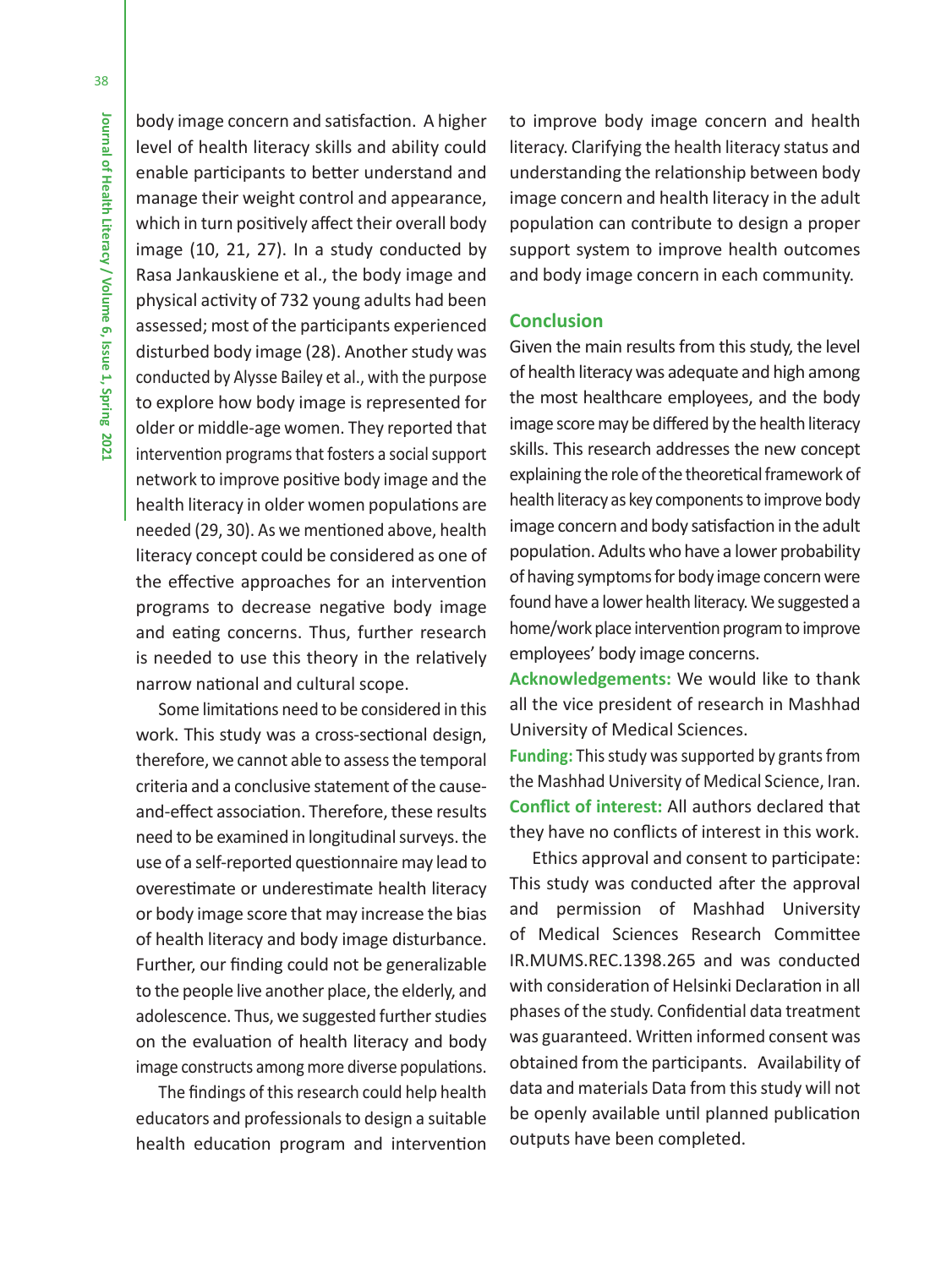body image concern and satisfaction. A higher level of health literacy skills and ability could enable participants to better understand and manage their weight control and appearance, which in turn positively affect their overall body image (10, 21, 27). In a study conducted by Rasa Jankauskiene et al., the body image and physical activity of 732 young adults had been assessed; most of the participants experienced disturbed body image (28). Another study was conducted by Alysse Bailey et al., with the purpose to explore how body image is represented for older or middle-age women. They reported that intervention programs that fosters a social support network to improve positive body image and the health literacy in older women populations are needed (29, 30). As we mentioned above, health literacy concept could be considered as one of the effective approaches for an intervention programs to decrease negative body image and eating concerns. Thus, further research is needed to use this theory in the relatively narrow national and cultural scope.

Some limitations need to be considered in this work. This study was a cross-sectional design, therefore, we cannot able to assess the temporal criteria and a conclusive statement of the cause-and-effect association. Therefore, these results need to be examined in longitudinal surveys. the use of a self-reported questionnaire may lead to overestimate or underestimate health literacy or body image score that may increase the bias of health literacy and body image disturbance. Further, our finding could not be generalizable to the people live another place, the elderly, and adolescence. Thus, we suggested further studies on the evaluation of health literacy and body image constructs among more diverse populations.

The findings of this research could help health educators and professionals to design a suitable health education program and intervention to improve body image concern and health literacy. Clarifying the health literacy status and understanding the relationship between body image concern and health literacy in the adult population can contribute to design a proper support system to improve health outcomes and body image concern in each community.

## Conclusion

Given the main results from this study, the level of health literacy was adequate and high among the most healthcare employees, and the body image score may be differed by the health literacy skills. This research addresses the new concept explaining the role of the theoretical framework of health literacy as key components to improve body image concern and body satisfaction in the adult population. Adults who have a lower probability of having symptoms for body image concern were found have a lower health literacy. We suggested a home/work place intervention program to improve employees' body image concerns.

**Acknowledgements:** We would like to thank all the vice president of research in Mashhad University of Medical Sciences.

**Funding:** This study was supported by grants from the Mashhad University of Medical Science, Iran.

**Conflict of interest:** All authors declared that they have no conflicts of interest in this work.

Ethics approval and consent to participate: This study was conducted after the approval and permission of Mashhad University of Medical Sciences Research Committee IR.MUMS.REC.1398.265 and was conducted with consideration of Helsinki Declaration in all phases of the study. Confidential data treatment was guaranteed. Written informed consent was obtained from the participants. Availability of data and materials Data from this study will not be openly available until planned publication outputs have been completed.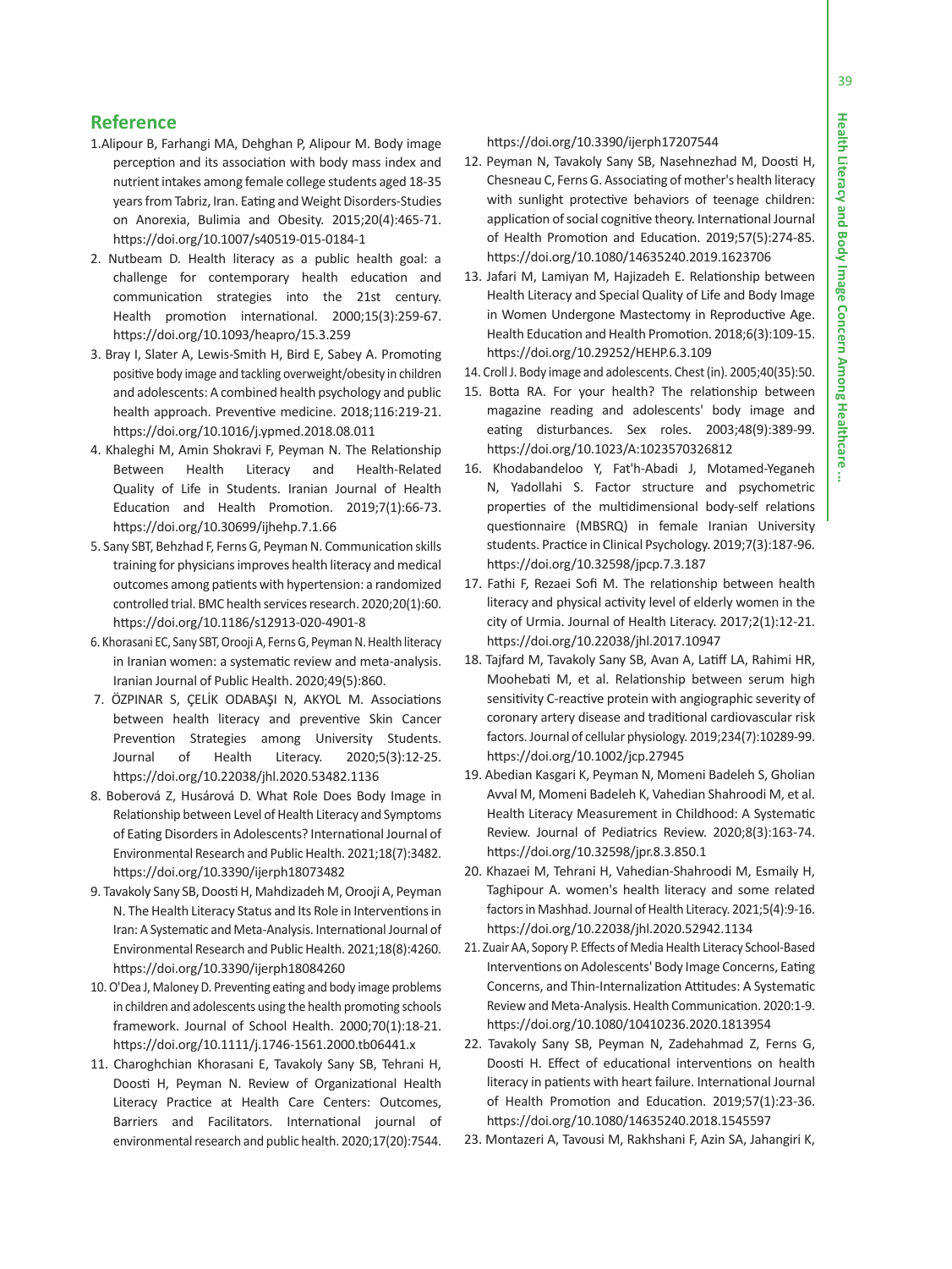## Reference

1. Alipour B, Farhangi MA, Dehghan P, Alipour M. Body image perception and its association with body mass index and nutrient intakes among female college students aged 18-35 years from Tabriz, Iran. Eating and Weight Disorders-Studies on Anorexia, Bulimia and Obesity. 2015;20(4):465-71. https://doi.org/10.1007/s40519-015-0184-1
2. Nutbeam D. Health literacy as a public health goal: a challenge for contemporary health education and communication strategies into the 21st century. Health promotion international. 2000;15(3):259-67. https://doi.org/10.1093/heapro/15.3.259
3. Bray I, Slater A, Lewis-Smith H, Bird E, Sabey A. Promoting positive body image and tackling overweight/obesity in children and adolescents: A combined health psychology and public health approach. Preventive medicine. 2018;116:219-21. https://doi.org/10.1016/j.ypmed.2018.08.011
4. Khaleghi M, Amin Shokravi F, Peyman N. The Relationship Between Health Literacy and Health-Related Quality of Life in Students. Iranian Journal of Health Education and Health Promotion. 2019;7(1):66-73. https://doi.org/10.30699/ijhehp.7.1.66
5. Sany SBT, Behzhad F, Ferns G, Peyman N. Communication skills training for physicians improves health literacy and medical outcomes among patients with hypertension: a randomized controlled trial. BMC health services research. 2020;20(1):60. https://doi.org/10.1186/s12913-020-4901-8
6. Khorasani EC, Sany SBT, Orooji A, Ferns G, Peyman N. Health literacy in Iranian women: a systematic review and meta-analysis. Iranian Journal of Public Health. 2020;49(5):860.
7. ÖZPINAR S, ÇELİK ODABAŞI N, AKYOL M. Associations between health literacy and preventive Skin Cancer Prevention Strategies among University Students. Journal of Health Literacy. 2020;5(3):12-25. https://doi.org/10.22038/jhl.2020.53482.1136
8. Boberová Z, Husárová D. What Role Does Body Image in Relationship between Level of Health Literacy and Symptoms of Eating Disorders in Adolescents? International Journal of Environmental Research and Public Health. 2021;18(7):3482. https://doi.org/10.3390/ijerph18073482
9. Tavakoly Sany SB, Doosti H, Mahdizadeh M, Orooji A, Peyman N. The Health Literacy Status and Its Role in Interventions in Iran: A Systematic and Meta-Analysis. International Journal of Environmental Research and Public Health. 2021;18(8):4260. https://doi.org/10.3390/ijerph18084260
10. O'Dea J, Maloney D. Preventing eating and body image problems in children and adolescents using the health promoting schools framework. Journal of School Health. 2000;70(1):18-21. https://doi.org/10.1111/j.1746-1561.2000.tb06441.x
11. Charoghchian Khorasani E, Tavakoly Sany SB, Tehrani H, Doosti H, Peyman N. Review of Organizational Health Literacy Practice at Health Care Centers: Outcomes, Barriers and Facilitators. International journal of environmental research and public health. 2020;17(20):7544. https://doi.org/10.3390/ijerph17207544
12. Peyman N, Tavakoly Sany SB, Nasehnezhad M, Doosti H, Chesneau C, Ferns G. Associating of mother's health literacy with sunlight protective behaviors of teenage children: application of social cognitive theory. International Journal of Health Promotion and Education. 2019;57(5):274-85. https://doi.org/10.1080/14635240.2019.1623706
13. Jafari M, Lamiyan M, Hajizadeh E. Relationship between Health Literacy and Special Quality of Life and Body Image in Women Undergone Mastectomy in Reproductive Age. Health Education and Health Promotion. 2018;6(3):109-15. https://doi.org/10.29252/HEHP.6.3.109
14. Croll J. Body image and adolescents. Chest (in). 2005;40(35):50.
15. Botta RA. For your health? The relationship between magazine reading and adolescents' body image and eating disturbances. Sex roles. 2003;48(9):389-99. https://doi.org/10.1023/A:1023570326812
16. Khodabandeloo Y, Fat'h-Abadi J, Motamed-Yeganeh N, Yadollahi S. Factor structure and psychometric properties of the multidimensional body-self relations questionnaire (MBSRQ) in female Iranian University students. Practice in Clinical Psychology. 2019;7(3):187-96. https://doi.org/10.32598/jpcp.7.3.187
17. Fathi F, Rezaei Sofi M. The relationship between health literacy and physical activity level of elderly women in the city of Urmia. Journal of Health Literacy. 2017;2(1):12-21. https://doi.org/10.22038/jhl.2017.10947
18. Tajfard M, Tavakoly Sany SB, Avan A, Latiff LA, Rahimi HR, Moohebati M, et al. Relationship between serum high sensitivity C-reactive protein with angiographic severity of coronary artery disease and traditional cardiovascular risk factors. Journal of cellular physiology. 2019;234(7):10289-99. https://doi.org/10.1002/jcp.27945
19. Abedian Kasgari K, Peyman N, Momeni Badeleh S, Gholian Avval M, Momeni Badeleh K, Vahedian Shahroodi M, et al. Health Literacy Measurement in Childhood: A Systematic Review. Journal of Pediatrics Review. 2020;8(3):163-74. https://doi.org/10.32598/jpr.8.3.850.1
20. Khazaei M, Tehrani H, Vahedian-Shahroodi M, Esmaily H, Taghipour A. women's health literacy and some related factors in Mashhad. Journal of Health Literacy. 2021;5(4):9-16. https://doi.org/10.22038/jhl.2020.52942.1134
21. Zuair AA, Sopory P. Effects of Media Health Literacy School-Based Interventions on Adolescents' Body Image Concerns, Eating Concerns, and Thin-Internalization Attitudes: A Systematic Review and Meta-Analysis. Health Communication. 2020:1-9. https://doi.org/10.1080/10410236.2020.1813954
22. Tavakoly Sany SB, Peyman N, Zadehahmad Z, Ferns G, Doosti H. Effect of educational interventions on health literacy in patients with heart failure. International Journal of Health Promotion and Education. 2019;57(1):23-36. https://doi.org/10.1080/14635240.2018.1545597
23. Montazeri A, Tavousi M, Rakhshani F, Azin SA, Jahangiri K,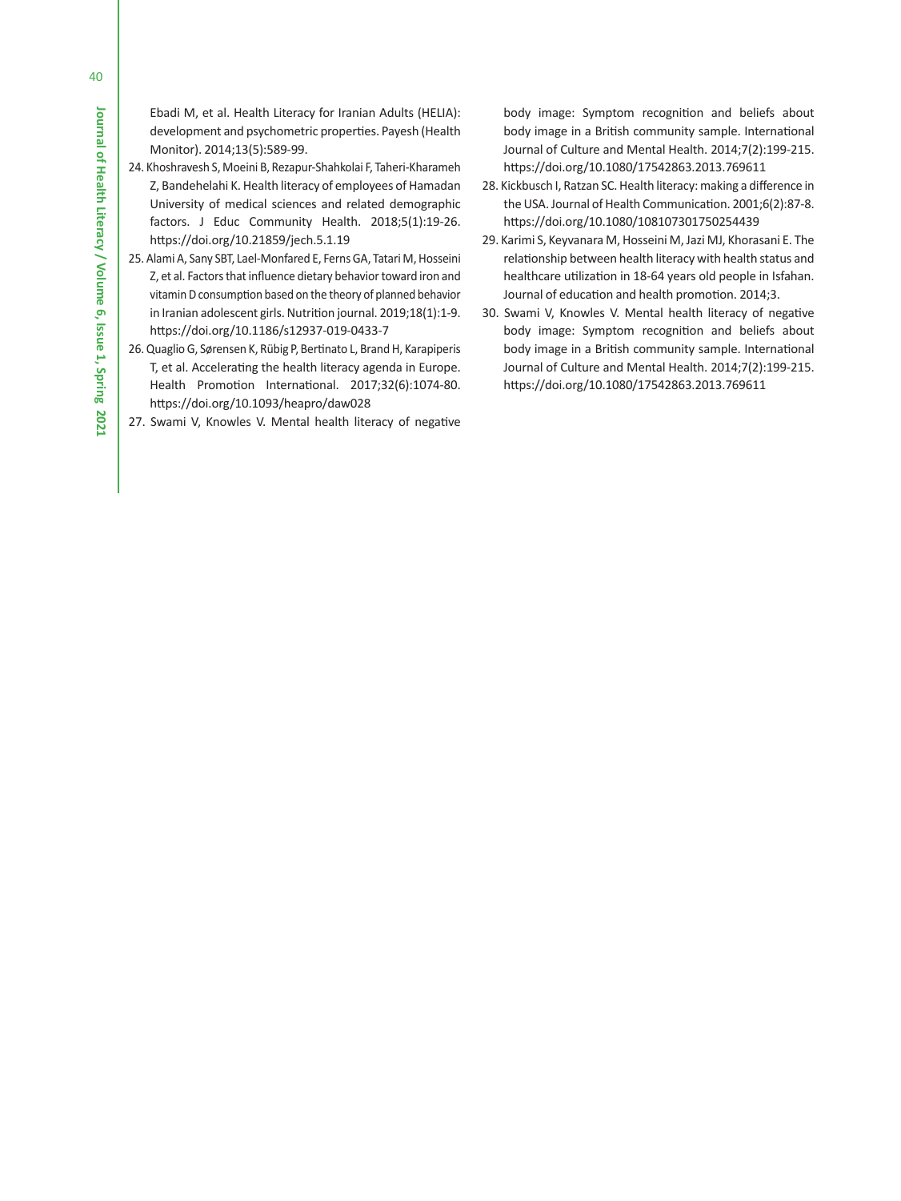Ebadi M, et al. Health Literacy for Iranian Adults (HELIA): development and psychometric properties. Payesh (Health Monitor). 2014;13(5):589-99.

24. Khoshravesh S, Moeini B, Rezapur-Shahkolai F, Taheri-Kharameh Z, Bandehelahi K. Health literacy of employees of Hamadan University of medical sciences and related demographic factors. J Educ Community Health. 2018;5(1):19-26. https://doi.org/10.21859/jech.5.1.19
25. Alami A, Sany SBT, Lael-Monfared E, Ferns GA, Tatari M, Hosseini Z, et al. Factors that influence dietary behavior toward iron and vitamin D consumption based on the theory of planned behavior in Iranian adolescent girls. Nutrition journal. 2019;18(1):1-9. https://doi.org/10.1186/s12937-019-0433-7
26. Quaglio G, Sørensen K, Rübig P, Bertinato L, Brand H, Karapiperis T, et al. Accelerating the health literacy agenda in Europe. Health Promotion International. 2017;32(6):1074-80. https://doi.org/10.1093/heapro/daw028
27. Swami V, Knowles V. Mental health literacy of negative body image: Symptom recognition and beliefs about body image in a British community sample. International Journal of Culture and Mental Health. 2014;7(2):199-215. https://doi.org/10.1080/17542863.2013.769611
28. Kickbusch I, Ratzan SC. Health literacy: making a difference in the USA. Journal of Health Communication. 2001;6(2):87-8. https://doi.org/10.1080/108107301750254439
29. Karimi S, Keyvanara M, Hosseini M, Jazi MJ, Khorasani E. The relationship between health literacy with health status and healthcare utilization in 18-64 years old people in Isfahan. Journal of education and health promotion. 2014;3.
30. Swami V, Knowles V. Mental health literacy of negative body image: Symptom recognition and beliefs about body image in a British community sample. International Journal of Culture and Mental Health. 2014;7(2):199-215. https://doi.org/10.1080/17542863.2013.769611